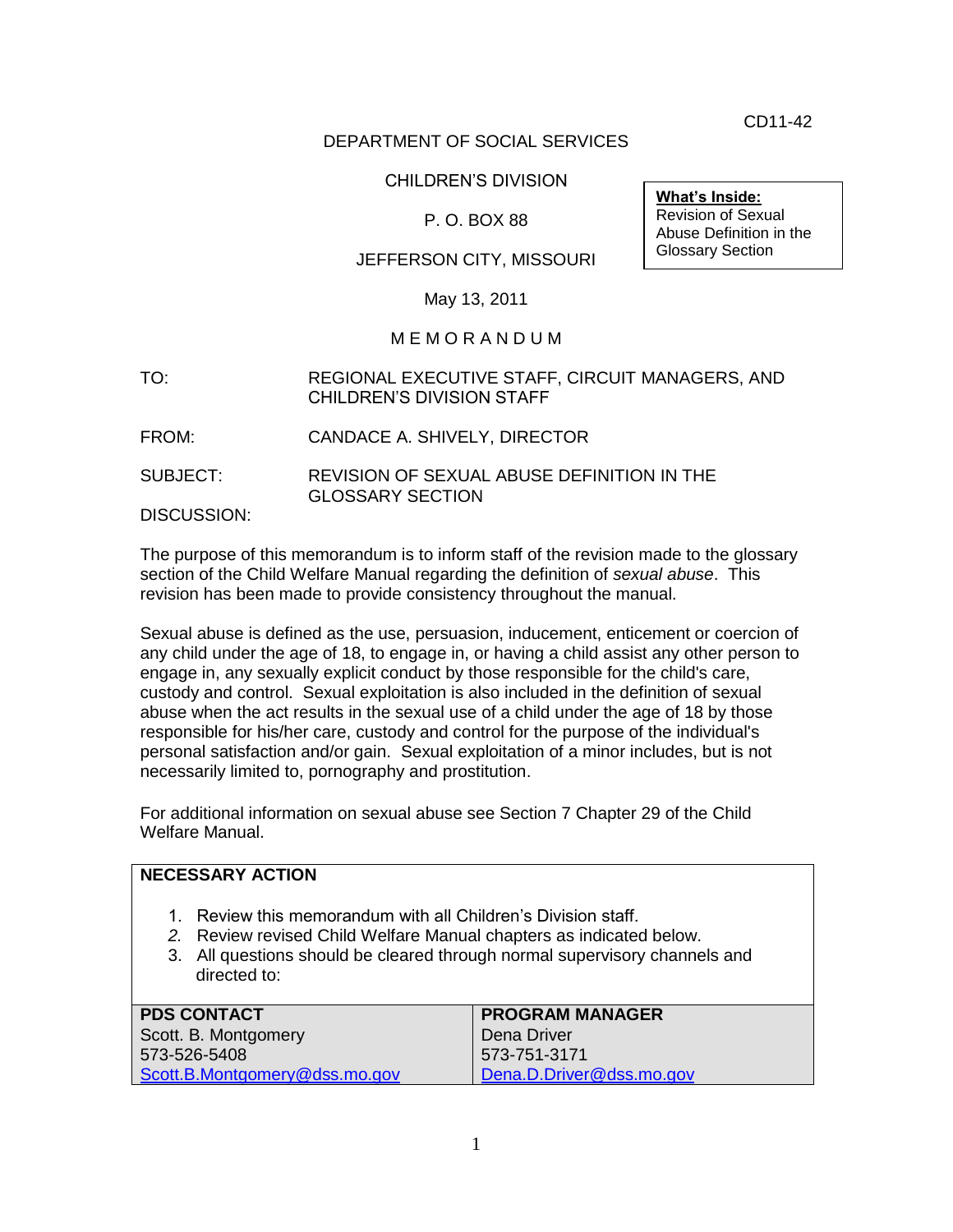CD11-42

DEPARTMENT OF SOCIAL SERVICES

CHILDREN'S DIVISION

P. O. BOX 88

JEFFERSON CITY, MISSOURI

May 13, 2011

**What's Inside:**
Revision of Sexual Abuse Definition in the Glossary Section

M E M O R A N D U M

TO: REGIONAL EXECUTIVE STAFF, CIRCUIT MANAGERS, AND CHILDREN'S DIVISION STAFF

FROM: CANDACE A. SHIVELY, DIRECTOR

SUBJECT: REVISION OF SEXUAL ABUSE DEFINITION IN THE GLOSSARY SECTION

DISCUSSION:

The purpose of this memorandum is to inform staff of the revision made to the glossary section of the Child Welfare Manual regarding the definition of *sexual abuse*. This revision has been made to provide consistency throughout the manual.

Sexual abuse is defined as the use, persuasion, inducement, enticement or coercion of any child under the age of 18, to engage in, or having a child assist any other person to engage in, any sexually explicit conduct by those responsible for the child's care, custody and control. Sexual exploitation is also included in the definition of sexual abuse when the act results in the sexual use of a child under the age of 18 by those responsible for his/her care, custody and control for the purpose of the individual's personal satisfaction and/or gain. Sexual exploitation of a minor includes, but is not necessarily limited to, pornography and prostitution.

For additional information on sexual abuse see Section 7 Chapter 29 of the Child Welfare Manual.

**NECESSARY ACTION**

1. Review this memorandum with all Children's Division staff.
2. Review revised Child Welfare Manual chapters as indicated below.
3. All questions should be cleared through normal supervisory channels and directed to:

| **PDS CONTACT** | **PROGRAM MANAGER** |
|---|---|
| Scott. B. Montgomery<br>573-526-5408<br>Scott.B.Montgomery@dss.mo.gov | Dena Driver<br>573-751-3171<br>Dena.D.Driver@dss.mo.gov |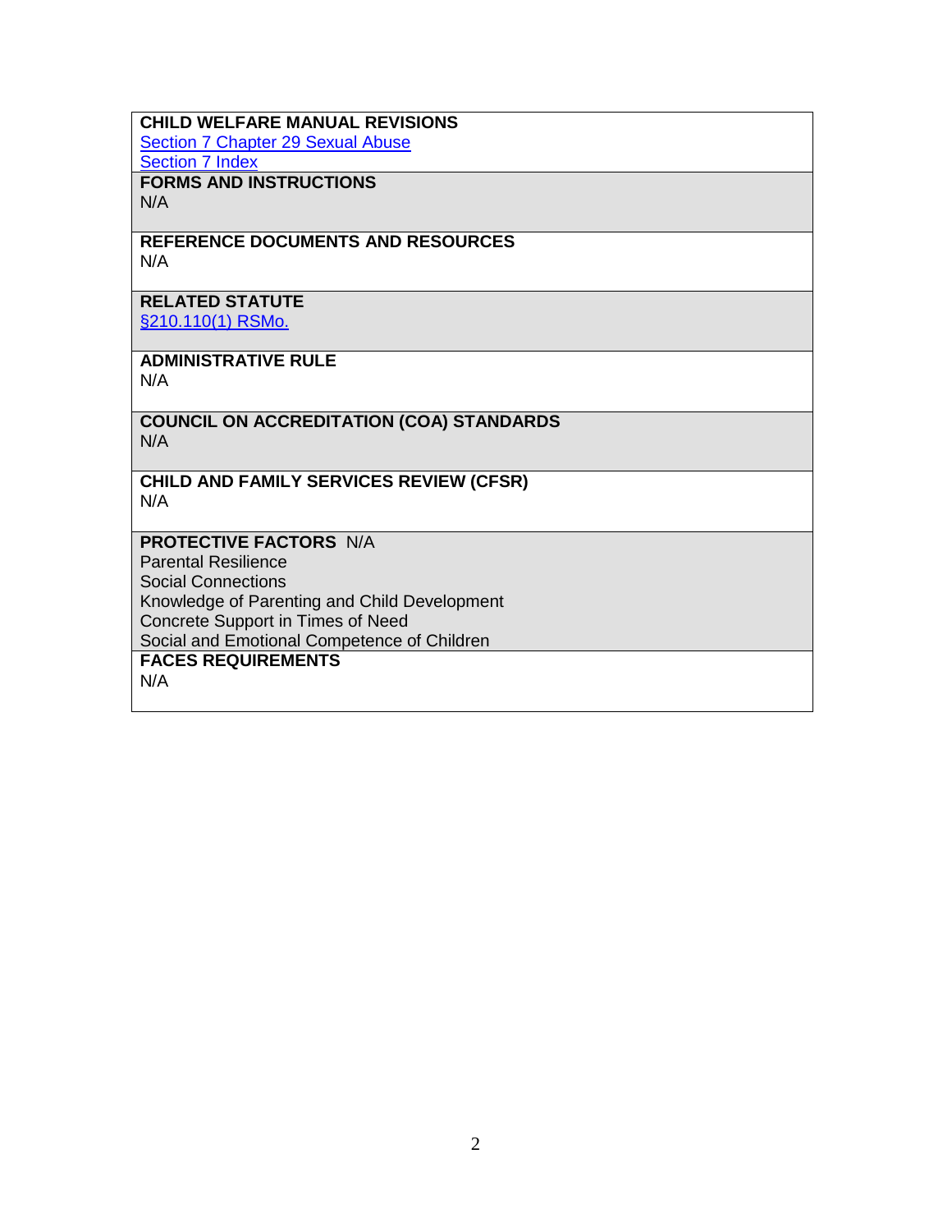**CHILD WELFARE MANUAL REVISIONS**
Section 7 Chapter 29 Sexual Abuse
Section 7 Index

**FORMS AND INSTRUCTIONS**
N/A

**REFERENCE DOCUMENTS AND RESOURCES**
N/A

**RELATED STATUTE**
§210.110(1) RSMo.

**ADMINISTRATIVE RULE**
N/A

**COUNCIL ON ACCREDITATION (COA) STANDARDS**
N/A

**CHILD AND FAMILY SERVICES REVIEW (CFSR)**
N/A

**PROTECTIVE FACTORS** N/A
Parental Resilience
Social Connections
Knowledge of Parenting and Child Development
Concrete Support in Times of Need
Social and Emotional Competence of Children

**FACES REQUIREMENTS**
N/A